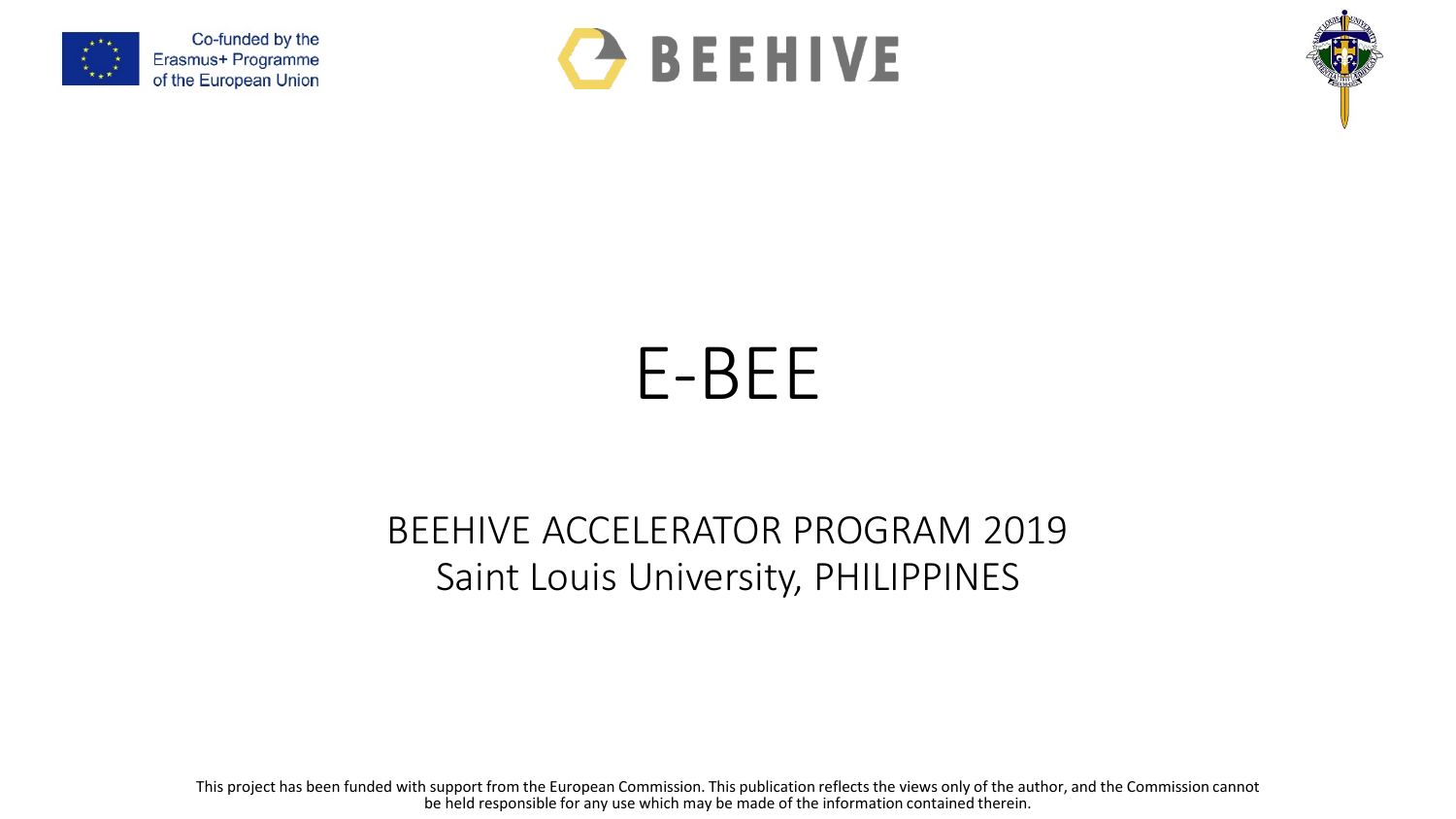Co-funded by the Erasmus+ Programme of the European Union

BEEHIVE

# E-BEE

## BEEHIVE ACCELERATOR PROGRAM 2019
## Saint Louis University, PHILIPPINES

This project has been funded with support from the European Commission. This publication reflects the views only of the author, and the Commission cannot be held responsible for any use which may be made of the information contained therein.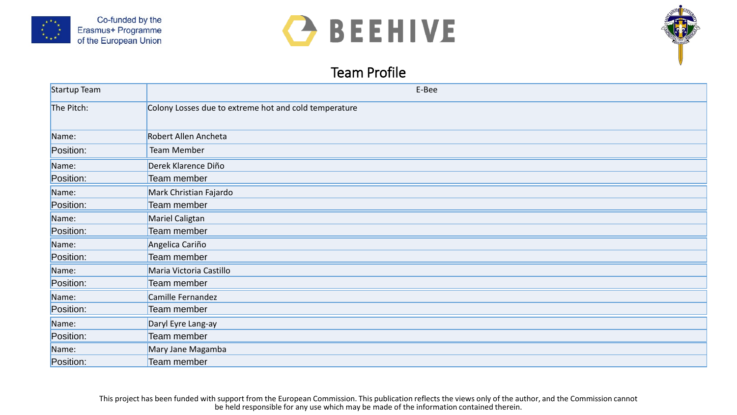Co-funded by the Erasmus+ Programme of the European Union

BEEHIVE

# Team Profile

| Startup Team | E-Bee |
|---|---|
| The Pitch: | Colony Losses due to extreme hot and cold temperature |
| Name: | Robert Allen Ancheta |
| Position: | Team Member |
| Name: | Derek Klarence Diño |
| Position: | Team member |
| Name: | Mark Christian Fajardo |
| Position: | Team member |
| Name: | Mariel Caligtan |
| Position: | Team member |
| Name: | Angelica Cariño |
| Position: | Team member |
| Name: | Maria Victoria Castillo |
| Position: | Team member |
| Name: | Camille Fernandez |
| Position: | Team member |
| Name: | Daryl Eyre Lang-ay |
| Position: | Team member |
| Name: | Mary Jane Magamba |
| Position: | Team member |

This project has been funded with support from the European Commission. This publication reflects the views only of the author, and the Commission cannot be held responsible for any use which may be made of the information contained therein.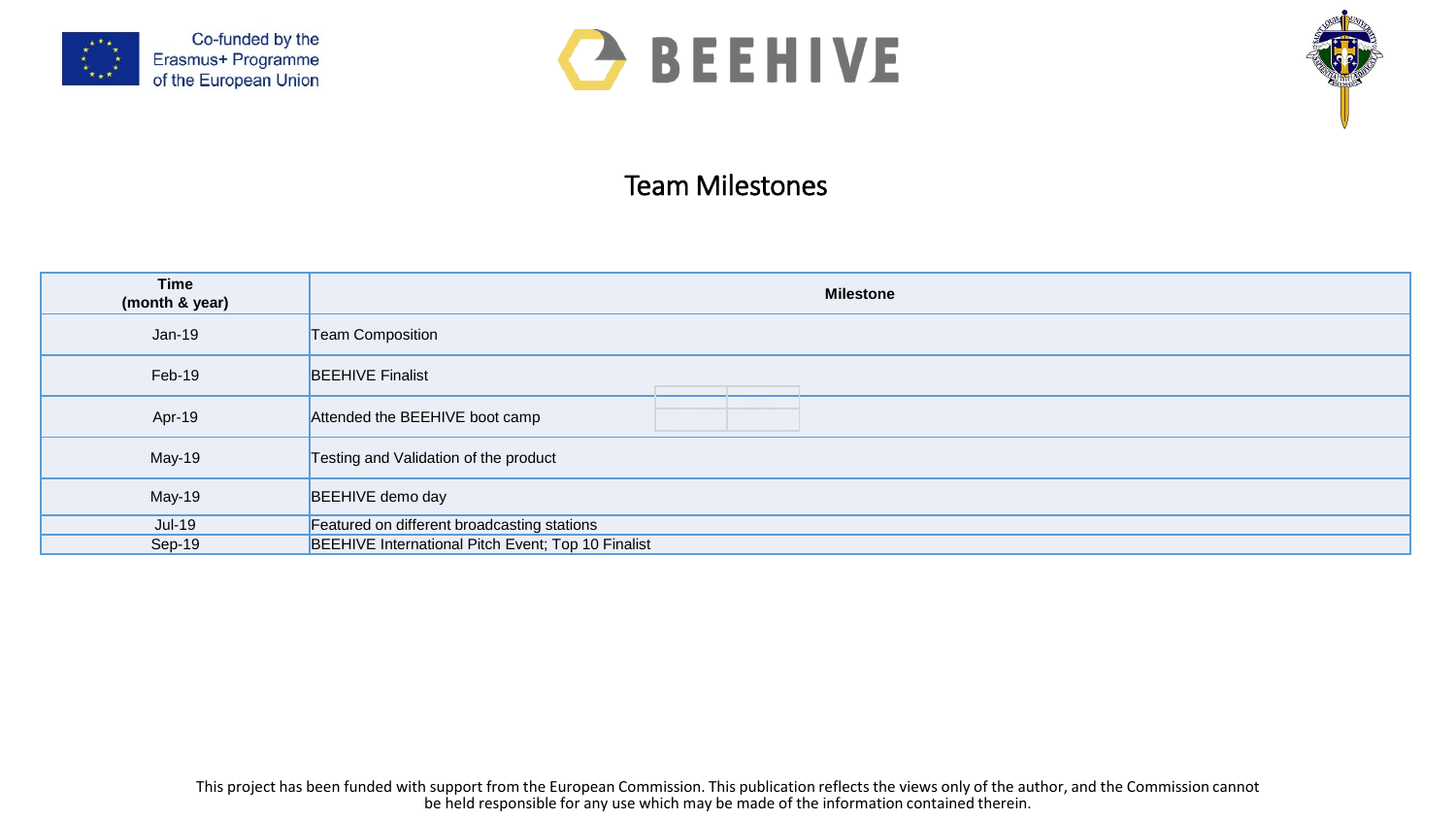# Team Milestones

| Time (month & year) | Milestone |
| --- | --- |
| Jan-19 | Team Composition |
| Feb-19 | BEEHIVE Finalist |
| Apr-19 | Attended the BEEHIVE boot camp |
| May-19 | Testing and Validation of the product |
| May-19 | BEEHIVE demo day |
| Jul-19 | Featured on different broadcasting stations |
| Sep-19 | BEEHIVE International Pitch Event; Top 10 Finalist |

This project has been funded with support from the European Commission. This publication reflects the views only of the author, and the Commission cannot be held responsible for any use which may be made of the information contained therein.